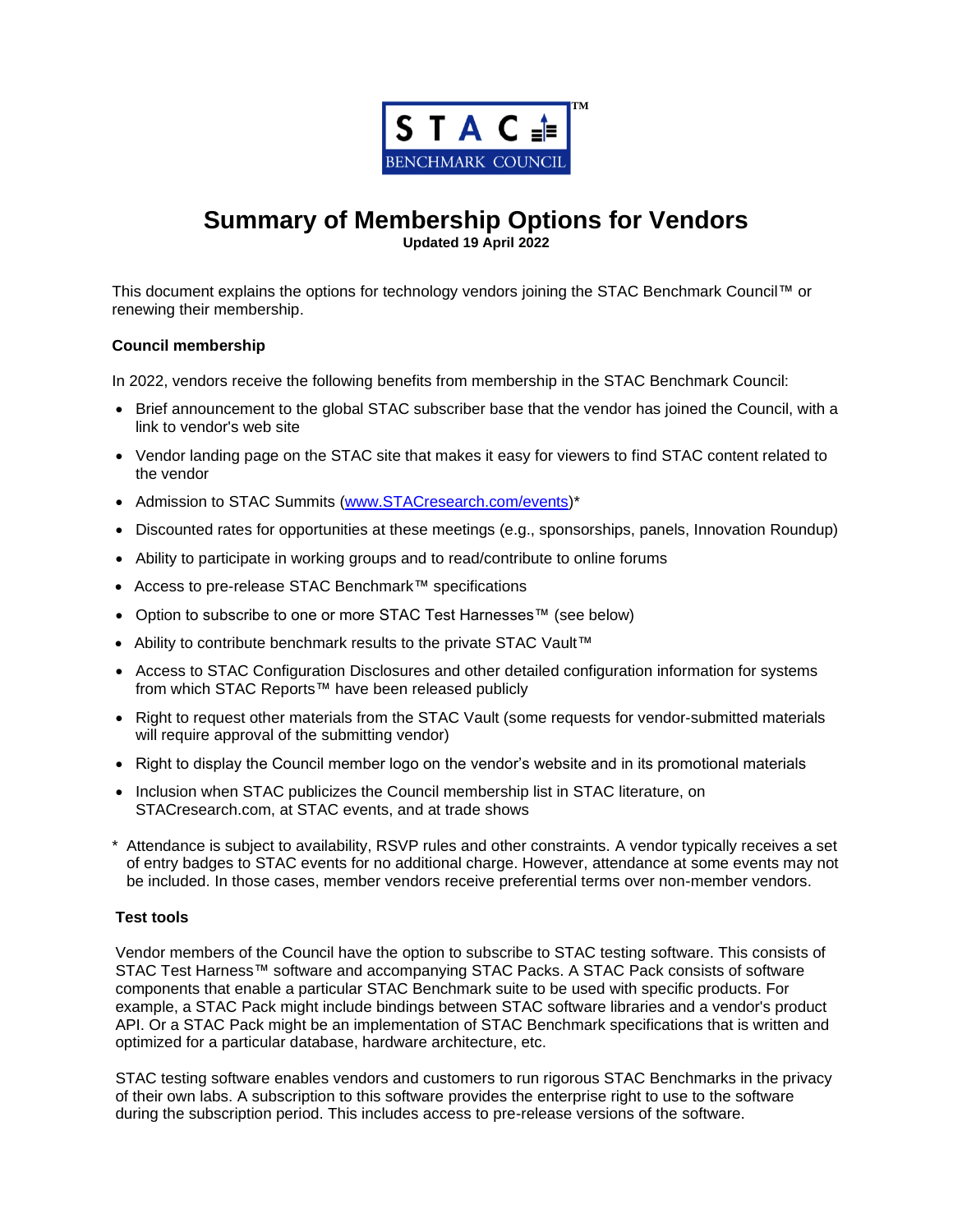# Summary of Membership Options for Vendors

**Updated 19 April 2022**

This document explains the options for technology vendors joining the STAC Benchmark Council™ or renewing their membership.

### Council membership

In 2022, vendors receive the following benefits from membership in the STAC Benchmark Council:

- Brief announcement to the global STAC subscriber base that the vendor has joined the Council, with a link to vendor's web site
- Vendor landing page on the STAC site that makes it easy for viewers to find STAC content related to the vendor
- Admission to STAC Summits ([www.STACresearch.com/events](www.STACresearch.com/events))*
- Discounted rates for opportunities at these meetings (e.g., sponsorships, panels, Innovation Roundup)
- Ability to participate in working groups and to read/contribute to online forums
- Access to pre-release STAC Benchmark™ specifications
- Option to subscribe to one or more STAC Test Harnesses™ (see below)
- Ability to contribute benchmark results to the private STAC Vault™
- Access to STAC Configuration Disclosures and other detailed configuration information for systems from which STAC Reports™ have been released publicly
- Right to request other materials from the STAC Vault (some requests for vendor-submitted materials will require approval of the submitting vendor)
- Right to display the Council member logo on the vendor's website and in its promotional materials
- Inclusion when STAC publicizes the Council membership list in STAC literature, on STACresearch.com, at STAC events, and at trade shows

\* Attendance is subject to availability, RSVP rules and other constraints. A vendor typically receives a set of entry badges to STAC events for no additional charge. However, attendance at some events may not be included. In those cases, member vendors receive preferential terms over non-member vendors.

### Test tools

Vendor members of the Council have the option to subscribe to STAC testing software. This consists of STAC Test Harness™ software and accompanying STAC Packs. A STAC Pack consists of software components that enable a particular STAC Benchmark suite to be used with specific products. For example, a STAC Pack might include bindings between STAC software libraries and a vendor's product API. Or a STAC Pack might be an implementation of STAC Benchmark specifications that is written and optimized for a particular database, hardware architecture, etc.

STAC testing software enables vendors and customers to run rigorous STAC Benchmarks in the privacy of their own labs. A subscription to this software provides the enterprise right to use to the software during the subscription period. This includes access to pre-release versions of the software.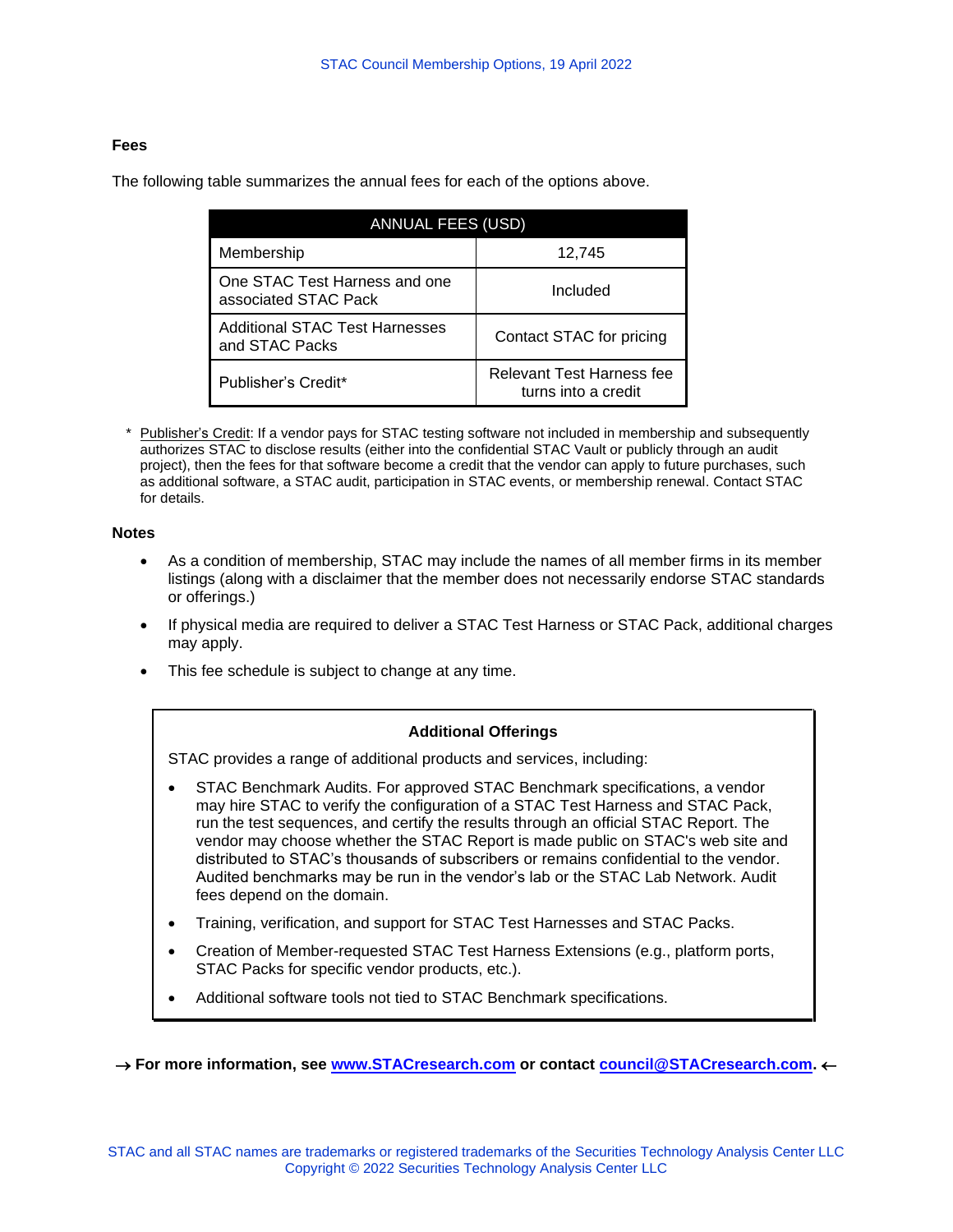**Fees**

The following table summarizes the annual fees for each of the options above.

| ANNUAL FEES (USD) | |
|---|---|
| Membership | 12,745 |
| One STAC Test Harness and one associated STAC Pack | Included |
| Additional STAC Test Harnesses and STAC Packs | Contact STAC for pricing |
| Publisher's Credit* | Relevant Test Harness fee turns into a credit |

\* Publisher's Credit: If a vendor pays for STAC testing software not included in membership and subsequently authorizes STAC to disclose results (either into the confidential STAC Vault or publicly through an audit project), then the fees for that software become a credit that the vendor can apply to future purchases, such as additional software, a STAC audit, participation in STAC events, or membership renewal. Contact STAC for details.

**Notes**

- As a condition of membership, STAC may include the names of all member firms in its member listings (along with a disclaimer that the member does not necessarily endorse STAC standards or offerings.)
- If physical media are required to deliver a STAC Test Harness or STAC Pack, additional charges may apply.
- This fee schedule is subject to change at any time.

**Additional Offerings**

STAC provides a range of additional products and services, including:

- STAC Benchmark Audits. For approved STAC Benchmark specifications, a vendor may hire STAC to verify the configuration of a STAC Test Harness and STAC Pack, run the test sequences, and certify the results through an official STAC Report. The vendor may choose whether the STAC Report is made public on STAC's web site and distributed to STAC's thousands of subscribers or remains confidential to the vendor. Audited benchmarks may be run in the vendor's lab or the STAC Lab Network. Audit fees depend on the domain.
- Training, verification, and support for STAC Test Harnesses and STAC Packs.
- Creation of Member-requested STAC Test Harness Extensions (e.g., platform ports, STAC Packs for specific vendor products, etc.).
- Additional software tools not tied to STAC Benchmark specifications.

→ **For more information, see [www.STACresearch.com](http://www.STACresearch.com) or contact [council@STACresearch.com](mailto:council@STACresearch.com).** ←

STAC and all STAC names are trademarks or registered trademarks of the Securities Technology Analysis Center LLC
Copyright © 2022 Securities Technology Analysis Center LLC